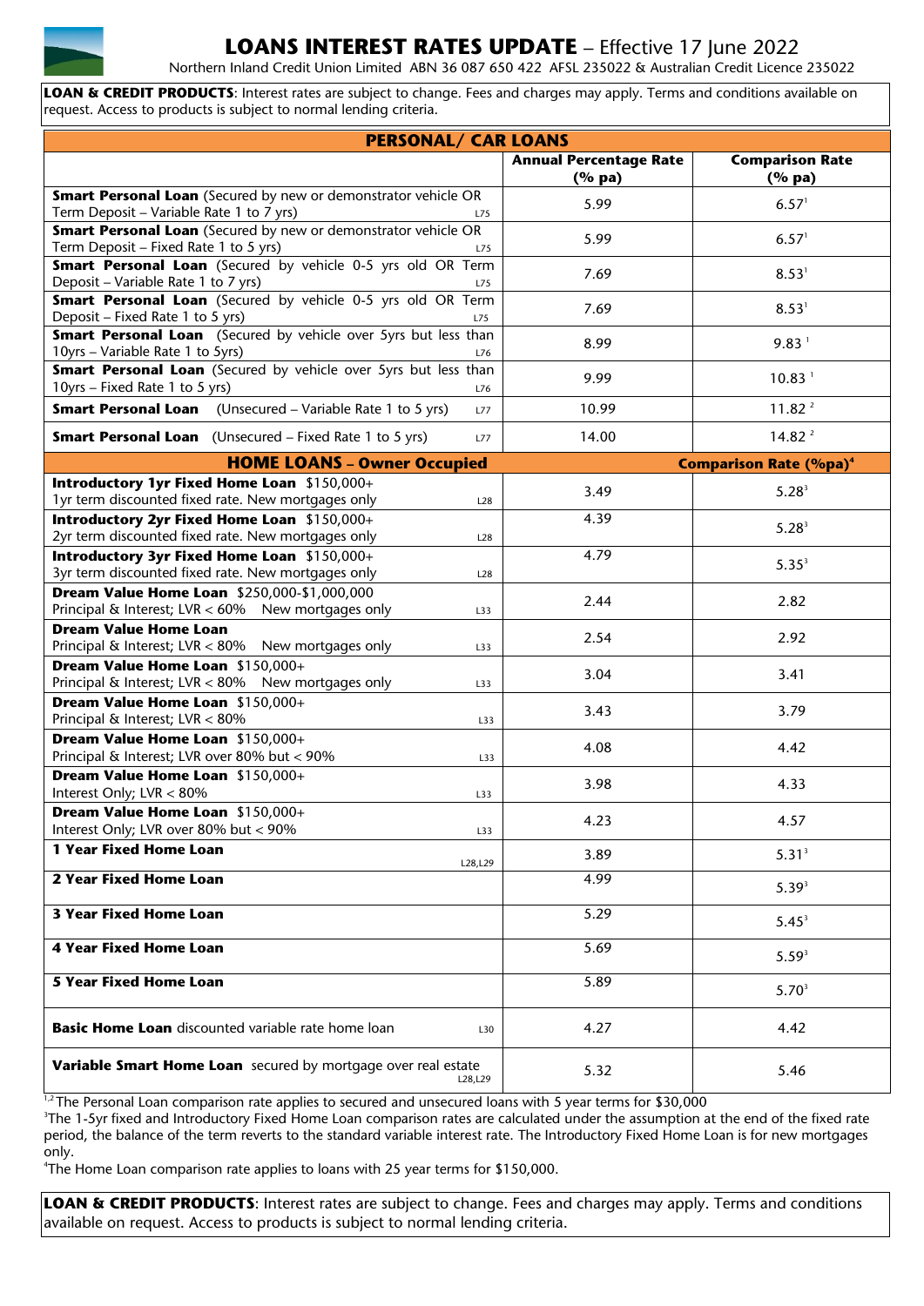# LOANS INTEREST RATES UPDATE – Effective 17 June 2022

Northern Inland Credit Union Limited ABN 36 087 650 422 AFSL 235022 & Australian Credit Licence 235022

**LOAN & CREDIT PRODUCTS**: Interest rates are subject to change. Fees and charges may apply. Terms and conditions available on request. Access to products is subject to normal lending criteria.

| PERSONAL/ CAR LOANS | | |
|---|---|---|
| | **Annual Percentage Rate (% pa)** | **Comparison Rate (% pa)** |
| **Smart Personal Loan** (Secured by new or demonstrator vehicle OR Term Deposit – Variable Rate 1 to 7 yrs) L75 | 5.99 | 6.57[1] |
| **Smart Personal Loan** (Secured by new or demonstrator vehicle OR Term Deposit – Fixed Rate 1 to 5 yrs) L75 | 5.99 | 6.57[1] |
| **Smart Personal Loan** (Secured by vehicle 0-5 yrs old OR Term Deposit – Variable Rate 1 to 7 yrs) L75 | 7.69 | 8.53[1] |
| **Smart Personal Loan** (Secured by vehicle 0-5 yrs old OR Term Deposit – Fixed Rate 1 to 5 yrs) L75 | 7.69 | 8.53[1] |
| **Smart Personal Loan** (Secured by vehicle over 5yrs but less than 10yrs – Variable Rate 1 to 5yrs) L76 | 8.99 | 9.83[1] |
| **Smart Personal Loan** (Secured by vehicle over 5yrs but less than 10yrs – Fixed Rate 1 to 5 yrs) L76 | 9.99 | 10.83[1] |
| **Smart Personal Loan** (Unsecured – Variable Rate 1 to 5 yrs) L77 | 10.99 | 11.82[2] |
| **Smart Personal Loan** (Unsecured – Fixed Rate 1 to 5 yrs) L77 | 14.00 | 14.82[2] |
| **HOME LOANS – Owner Occupied** | | **Comparison Rate (%pa)[4]** |
| **Introductory 1yr Fixed Home Loan** $150,000+ 1yr term discounted fixed rate. New mortgages only L28 | 3.49 | 5.28[3] |
| **Introductory 2yr Fixed Home Loan** $150,000+ 2yr term discounted fixed rate. New mortgages only L28 | 4.39 | 5.28[3] |
| **Introductory 3yr Fixed Home Loan** $150,000+ 3yr term discounted fixed rate. New mortgages only L28 | 4.79 | 5.35[3] |
| **Dream Value Home Loan** $250,000-$1,000,000 Principal & Interest; LVR < 60% New mortgages only L33 | 2.44 | 2.82 |
| **Dream Value Home Loan** Principal & Interest; LVR < 80% New mortgages only L33 | 2.54 | 2.92 |
| **Dream Value Home Loan** $150,000+ Principal & Interest; LVR < 80% New mortgages only L33 | 3.04 | 3.41 |
| **Dream Value Home Loan** $150,000+ Principal & Interest; LVR < 80% L33 | 3.43 | 3.79 |
| **Dream Value Home Loan** $150,000+ Principal & Interest; LVR over 80% but < 90% L33 | 4.08 | 4.42 |
| **Dream Value Home Loan** $150,000+ Interest Only; LVR < 80% L33 | 3.98 | 4.33 |
| **Dream Value Home Loan** $150,000+ Interest Only; LVR over 80% but < 90% L33 | 4.23 | 4.57 |
| **1 Year Fixed Home Loan** L28,L29 | 3.89 | 5.31[3] |
| **2 Year Fixed Home Loan** | 4.99 | 5.39[3] |
| **3 Year Fixed Home Loan** | 5.29 | 5.45[3] |
| **4 Year Fixed Home Loan** | 5.69 | 5.59[3] |
| **5 Year Fixed Home Loan** | 5.89 | 5.70[3] |
| **Basic Home Loan** discounted variable rate home loan L30 | 4.27 | 4.42 |
| **Variable Smart Home Loan** secured by mortgage over real estate L28,L29 | 5.32 | 5.46 |

[1,2] The Personal Loan comparison rate applies to secured and unsecured loans with 5 year terms for $30,000

[3] The 1-5yr fixed and Introductory Fixed Home Loan comparison rates are calculated under the assumption at the end of the fixed rate period, the balance of the term reverts to the standard variable interest rate. The Introductory Fixed Home Loan is for new mortgages only.

[4] The Home Loan comparison rate applies to loans with 25 year terms for $150,000.

**LOAN & CREDIT PRODUCTS**: Interest rates are subject to change. Fees and charges may apply. Terms and conditions available on request. Access to products is subject to normal lending criteria.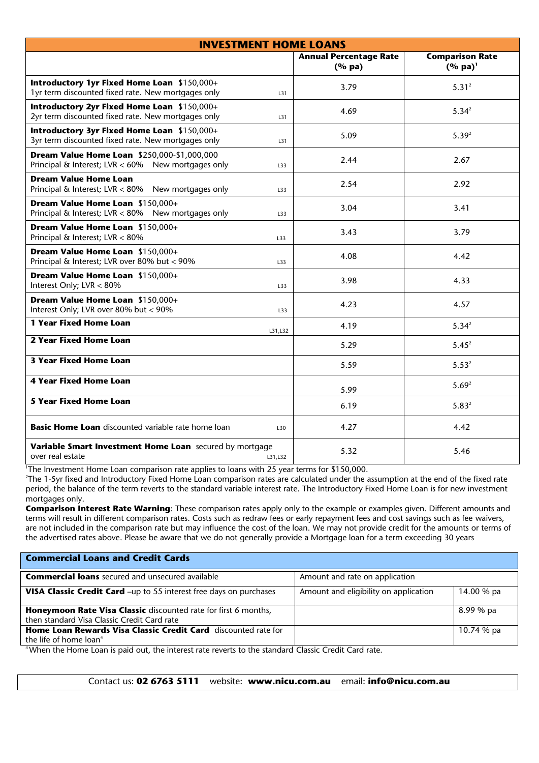| INVESTMENT HOME LOANS | Annual Percentage Rate (% pa) | Comparison Rate (% pa)[1] |
|---|---|---|
| **Introductory 1yr Fixed Home Loan** $150,000+ 1yr term discounted fixed rate. New mortgages only L31 | 3.79 | 5.31[2] |
| **Introductory 2yr Fixed Home Loan** $150,000+ 2yr term discounted fixed rate. New mortgages only L31 | 4.69 | 5.34[2] |
| **Introductory 3yr Fixed Home Loan** $150,000+ 3yr term discounted fixed rate. New mortgages only L31 | 5.09 | 5.39[2] |
| **Dream Value Home Loan** $250,000-$1,000,000 Principal & Interest; LVR < 60% New mortgages only L33 | 2.44 | 2.67 |
| **Dream Value Home Loan** Principal & Interest; LVR < 80% New mortgages only L33 | 2.54 | 2.92 |
| **Dream Value Home Loan** $150,000+ Principal & Interest; LVR < 80% New mortgages only L33 | 3.04 | 3.41 |
| **Dream Value Home Loan** $150,000+ Principal & Interest; LVR < 80% L33 | 3.43 | 3.79 |
| **Dream Value Home Loan** $150,000+ Principal & Interest; LVR over 80% but < 90% L33 | 4.08 | 4.42 |
| **Dream Value Home Loan** $150,000+ Interest Only; LVR < 80% L33 | 3.98 | 4.33 |
| **Dream Value Home Loan** $150,000+ Interest Only; LVR over 80% but < 90% L33 | 4.23 | 4.57 |
| **1 Year Fixed Home Loan** L31,L32 | 4.19 | 5.34[2] |
| **2 Year Fixed Home Loan** | 5.29 | 5.45[2] |
| **3 Year Fixed Home Loan** | 5.59 | 5.53[2] |
| **4 Year Fixed Home Loan** | 5.99 | 5.69[2] |
| **5 Year Fixed Home Loan** | 6.19 | 5.83[2] |
| **Basic Home Loan** discounted variable rate home loan L30 | 4.27 | 4.42 |
| **Variable Smart Investment Home Loan** secured by mortgage over real estate L31,L32 | 5.32 | 5.46 |

[1]The Investment Home Loan comparison rate applies to loans with 25 year terms for $150,000.
[2]The 1-5yr fixed and Introductory Fixed Home Loan comparison rates are calculated under the assumption at the end of the fixed rate period, the balance of the term reverts to the standard variable interest rate. The Introductory Fixed Home Loan is for new investment mortgages only.
**Comparison Interest Rate Warning**: These comparison rates apply only to the example or examples given. Different amounts and terms will result in different comparison rates. Costs such as redraw fees or early repayment fees and cost savings such as fee waivers, are not included in the comparison rate but may influence the cost of the loan. We may not provide credit for the amounts or terms of the advertised rates above. Please be aware that we do not generally provide a Mortgage loan for a term exceeding 30 years

## Commercial Loans and Credit Cards

| | | |
|---|---|---|
| **Commercial loans** secured and unsecured available | Amount and rate on application | |
| **VISA Classic Credit Card** –up to 55 interest free days on purchases | Amount and eligibility on application | 14.00 % pa |
| **Honeymoon Rate Visa Classic** discounted rate for first 6 months, then standard Visa Classic Credit Card rate | | 8.99 % pa |
| **Home Loan Rewards Visa Classic Credit Card** discounted rate for the life of home loan[4] | | 10.74 % pa |

[4]When the Home Loan is paid out, the interest rate reverts to the standard Classic Credit Card rate.

Contact us: **02 6763 5111** website: **www.nicu.com.au** email: **info@nicu.com.au**